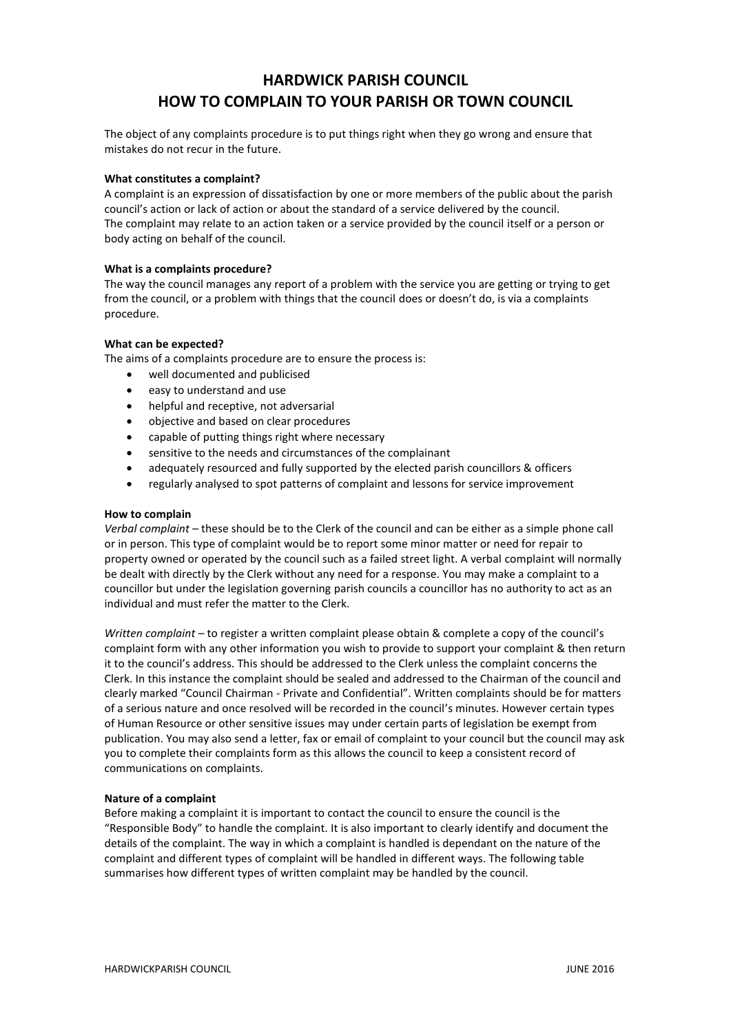# HARDWICK PARISH COUNCIL
# HOW TO COMPLAIN TO YOUR PARISH OR TOWN COUNCIL

The object of any complaints procedure is to put things right when they go wrong and ensure that mistakes do not recur in the future.

**What constitutes a complaint?**
A complaint is an expression of dissatisfaction by one or more members of the public about the parish council's action or lack of action or about the standard of a service delivered by the council.
The complaint may relate to an action taken or a service provided by the council itself or a person or body acting on behalf of the council.

**What is a complaints procedure?**
The way the council manages any report of a problem with the service you are getting or trying to get from the council, or a problem with things that the council does or doesn't do, is via a complaints procedure.

**What can be expected?**
The aims of a complaints procedure are to ensure the process is:

- well documented and publicised
- easy to understand and use
- helpful and receptive, not adversarial
- objective and based on clear procedures
- capable of putting things right where necessary
- sensitive to the needs and circumstances of the complainant
- adequately resourced and fully supported by the elected parish councillors & officers
- regularly analysed to spot patterns of complaint and lessons for service improvement

**How to complain**
*Verbal complaint* – these should be to the Clerk of the council and can be either as a simple phone call or in person. This type of complaint would be to report some minor matter or need for repair to property owned or operated by the council such as a failed street light. A verbal complaint will normally be dealt with directly by the Clerk without any need for a response. You may make a complaint to a councillor but under the legislation governing parish councils a councillor has no authority to act as an individual and must refer the matter to the Clerk.

*Written complaint* – to register a written complaint please obtain & complete a copy of the council's complaint form with any other information you wish to provide to support your complaint & then return it to the council's address. This should be addressed to the Clerk unless the complaint concerns the Clerk. In this instance the complaint should be sealed and addressed to the Chairman of the council and clearly marked "Council Chairman - Private and Confidential". Written complaints should be for matters of a serious nature and once resolved will be recorded in the council's minutes. However certain types of Human Resource or other sensitive issues may under certain parts of legislation be exempt from publication. You may also send a letter, fax or email of complaint to your council but the council may ask you to complete their complaints form as this allows the council to keep a consistent record of communications on complaints.

**Nature of a complaint**
Before making a complaint it is important to contact the council to ensure the council is the "Responsible Body" to handle the complaint. It is also important to clearly identify and document the details of the complaint. The way in which a complaint is handled is dependant on the nature of the complaint and different types of complaint will be handled in different ways. The following table summarises how different types of written complaint may be handled by the council.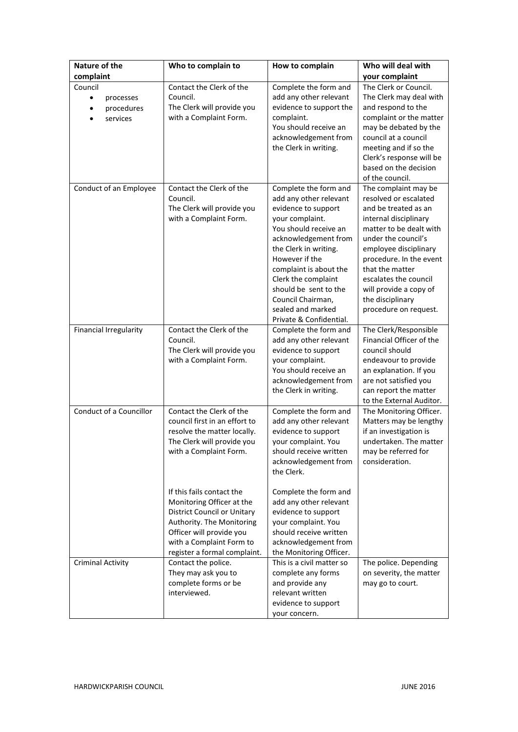| Nature of the complaint | Who to complain to | How to complain | Who will deal with your complaint |
|---|---|---|---|
| Council<br>• processes<br>• procedures<br>• services | Contact the Clerk of the Council.<br>The Clerk will provide you with a Complaint Form. | Complete the form and add any other relevant evidence to support the complaint.<br>You should receive an acknowledgement from the Clerk in writing. | The Clerk or Council. The Clerk may deal with and respond to the complaint or the matter may be debated by the council at a council meeting and if so the Clerk's response will be based on the decision of the council. |
| Conduct of an Employee | Contact the Clerk of the Council.<br>The Clerk will provide you with a Complaint Form. | Complete the form and add any other relevant evidence to support your complaint.<br>You should receive an acknowledgement from the Clerk in writing.<br>However if the complaint is about the Clerk the complaint should be sent to the Council Chairman, sealed and marked Private & Confidential. | The complaint may be resolved or escalated and be treated as an internal disciplinary matter to be dealt with under the council's employee disciplinary procedure. In the event that the matter escalates the council will provide a copy of the disciplinary procedure on request. |
| Financial Irregularity | Contact the Clerk of the Council.<br>The Clerk will provide you with a Complaint Form. | Complete the form and add any other relevant evidence to support your complaint.<br>You should receive an acknowledgement from the Clerk in writing. | The Clerk/Responsible Financial Officer of the council should endeavour to provide an explanation. If you are not satisfied you can report the matter to the External Auditor. |
| Conduct of a Councillor | Contact the Clerk of the council first in an effort to resolve the matter locally. The Clerk will provide you with a Complaint Form.<br><br>If this fails contact the Monitoring Officer at the District Council or Unitary Authority. The Monitoring Officer will provide you with a Complaint Form to register a formal complaint. | Complete the form and add any other relevant evidence to support your complaint. You should receive written acknowledgement from the Clerk.<br><br>Complete the form and add any other relevant evidence to support your complaint. You should receive written acknowledgement from the Monitoring Officer. | The Monitoring Officer. Matters may be lengthy if an investigation is undertaken. The matter may be referred for consideration. |
| Criminal Activity | Contact the police.<br>They may ask you to complete forms or be interviewed. | This is a civil matter so complete any forms and provide any relevant written evidence to support your concern. | The police. Depending on severity, the matter may go to court. |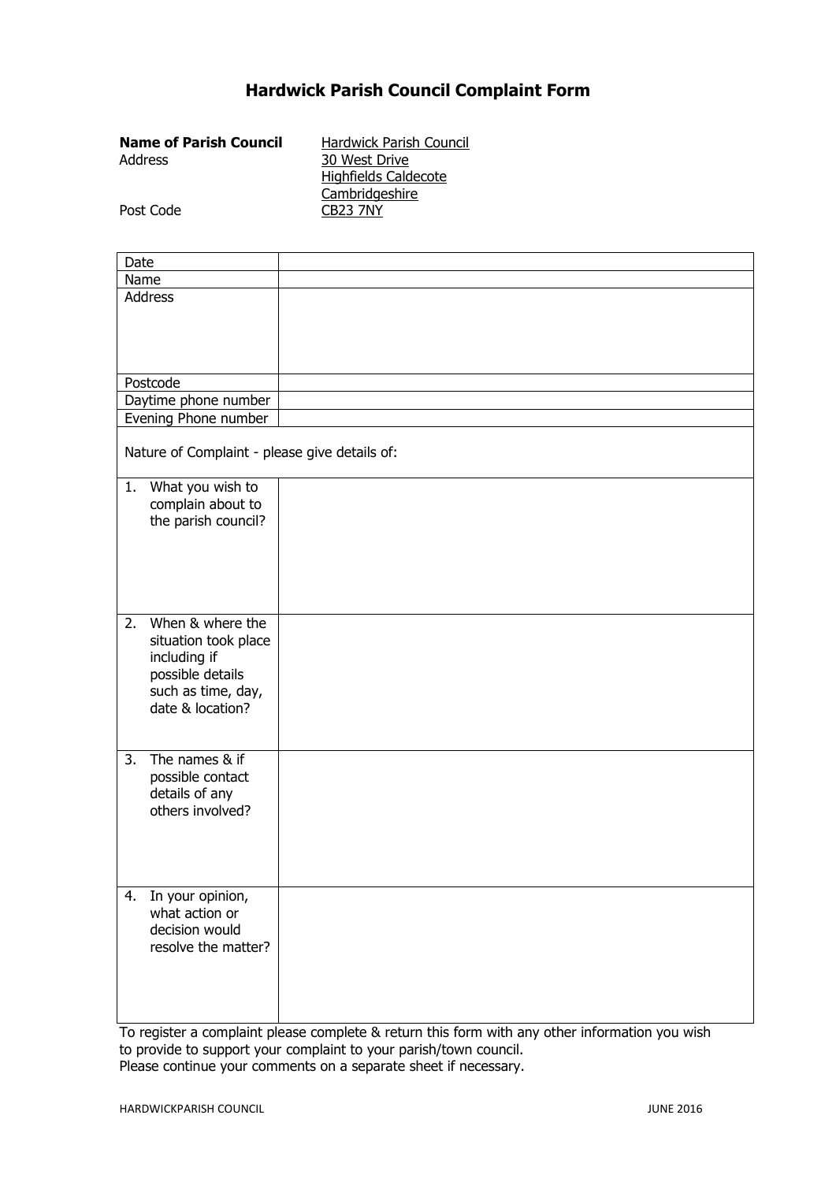# Hardwick Parish Council Complaint Form

**Name of Parish Council** Hardwick Parish Council
Address 30 West Drive
Highfields Caldecote
Cambridgeshire
Post Code CB23 7NY

| | |
|---|---|
| Date | |
| Name | |
| Address | |
| Postcode | |
| Daytime phone number | |
| Evening Phone number | |
| Nature of Complaint - please give details of: | |
| 1. What you wish to complain about to the parish council? | |
| 2. When & where the situation took place including if possible details such as time, day, date & location? | |
| 3. The names & if possible contact details of any others involved? | |
| 4. In your opinion, what action or decision would resolve the matter? | |

To register a complaint please complete & return this form with any other information you wish to provide to support your complaint to your parish/town council.
Please continue your comments on a separate sheet if necessary.